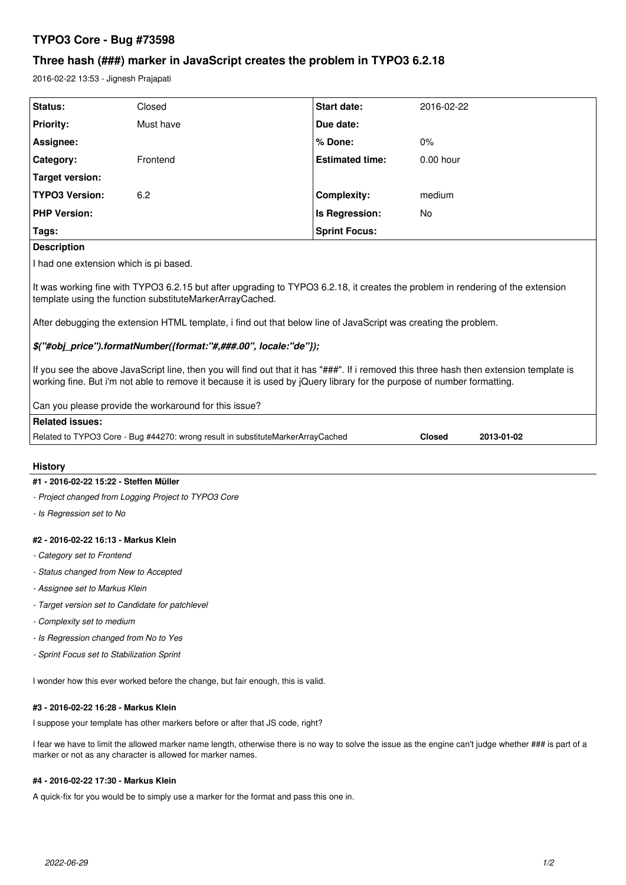# TYPO3 Core - Bug #73598

## Three hash (###) marker in JavaScript creates the problem in TYPO3 6.2.18

2016-02-22 13:53 - Jignesh Prajapati

| Status: | Closed | Start date: | 2016-02-22 |
| --- | --- | --- | --- |
| Priority: | Must have | Due date: | |
| Assignee: | | % Done: | 0% |
| Category: | Frontend | Estimated time: | 0.00 hour |
| Target version: | | | |
| TYPO3 Version: | 6.2 | Complexity: | medium |
| PHP Version: | | Is Regression: | No |
| Tags: | | Sprint Focus: | |

**Description**

I had one extension which is pi based.

It was working fine with TYPO3 6.2.15 but after upgrading to TYPO3 6.2.18, it creates the problem in rendering of the extension template using the function substituteMarkerArrayCached.

After debugging the extension HTML template, i find out that below line of JavaScript was creating the problem.

***$("#obj_price").formatNumber({format:"#,###.00", locale:"de"});***

If you see the above JavaScript line, then you will find out that it has "###". If i removed this three hash then extension template is working fine. But i'm not able to remove it because it is used by jQuery library for the purpose of number formatting.

Can you please provide the workaround for this issue?

**Related issues:**

| Related to TYPO3 Core - Bug #44270: wrong result in substituteMarkerArrayCached | Closed | 2013-01-02 |
| --- | --- | --- |

## History

#### #1 - 2016-02-22 15:22 - Steffen Müller

- *Project changed from Logging Project to TYPO3 Core*
- *Is Regression set to No*

#### #2 - 2016-02-22 16:13 - Markus Klein

- *Category set to Frontend*
- *Status changed from New to Accepted*
- *Assignee set to Markus Klein*
- *Target version set to Candidate for patchlevel*
- *Complexity set to medium*
- *Is Regression changed from No to Yes*
- *Sprint Focus set to Stabilization Sprint*

I wonder how this ever worked before the change, but fair enough, this is valid.

#### #3 - 2016-02-22 16:28 - Markus Klein

I suppose your template has other markers before or after that JS code, right?

I fear we have to limit the allowed marker name length, otherwise there is no way to solve the issue as the engine can't judge whether ### is part of a marker or not as any character is allowed for marker names.

#### #4 - 2016-02-22 17:30 - Markus Klein

A quick-fix for you would be to simply use a marker for the format and pass this one in.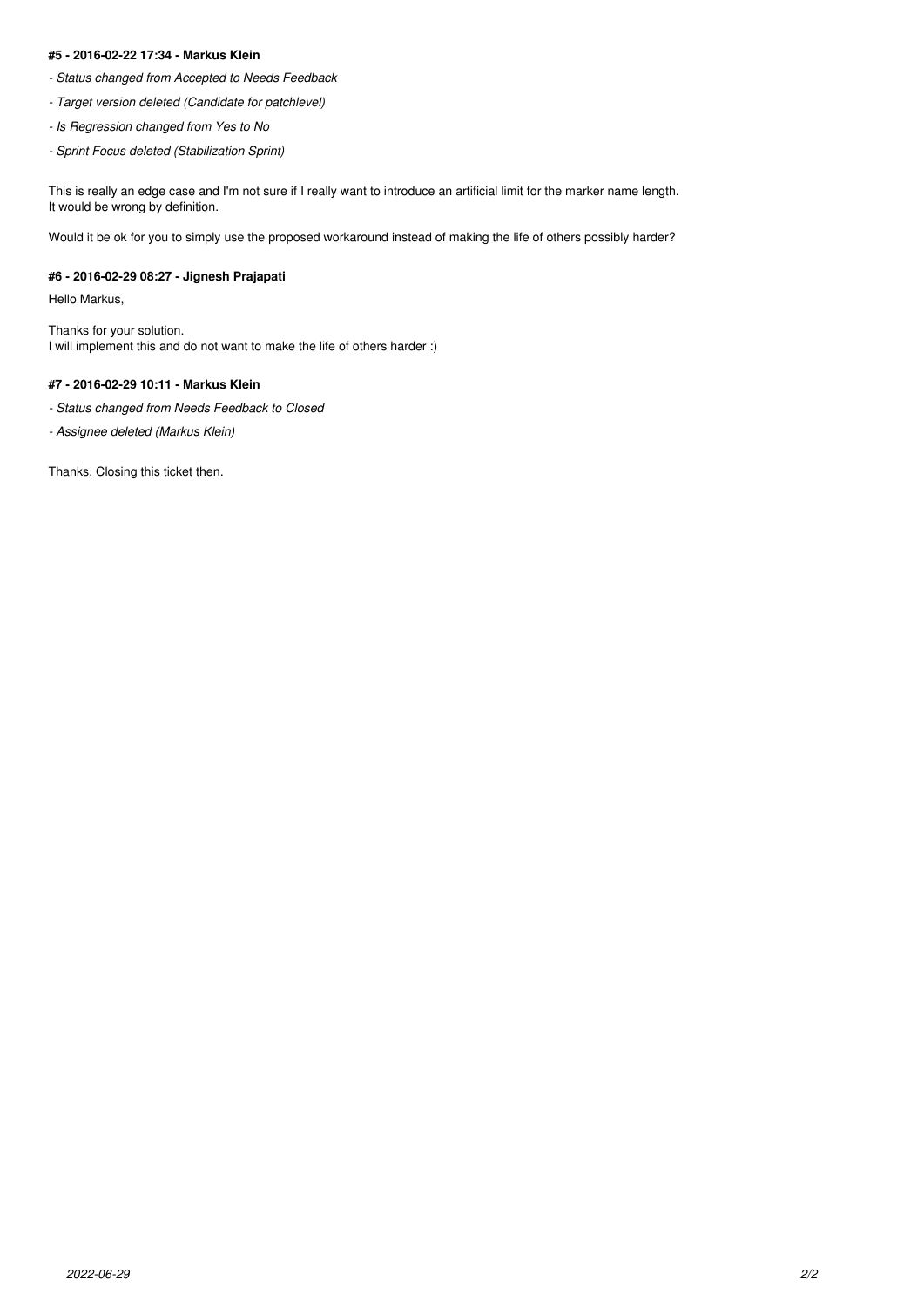#### #5 - 2016-02-22 17:34 - Markus Klein

- *Status changed from Accepted to Needs Feedback*
- *Target version deleted (Candidate for patchlevel)*
- *Is Regression changed from Yes to No*
- *Sprint Focus deleted (Stabilization Sprint)*

This is really an edge case and I'm not sure if I really want to introduce an artificial limit for the marker name length.
It would be wrong by definition.

Would it be ok for you to simply use the proposed workaround instead of making the life of others possibly harder?

#### #6 - 2016-02-29 08:27 - Jignesh Prajapati

Hello Markus,

Thanks for your solution.
I will implement this and do not want to make the life of others harder :)

#### #7 - 2016-02-29 10:11 - Markus Klein

- *Status changed from Needs Feedback to Closed*
- *Assignee deleted (Markus Klein)*

Thanks. Closing this ticket then.